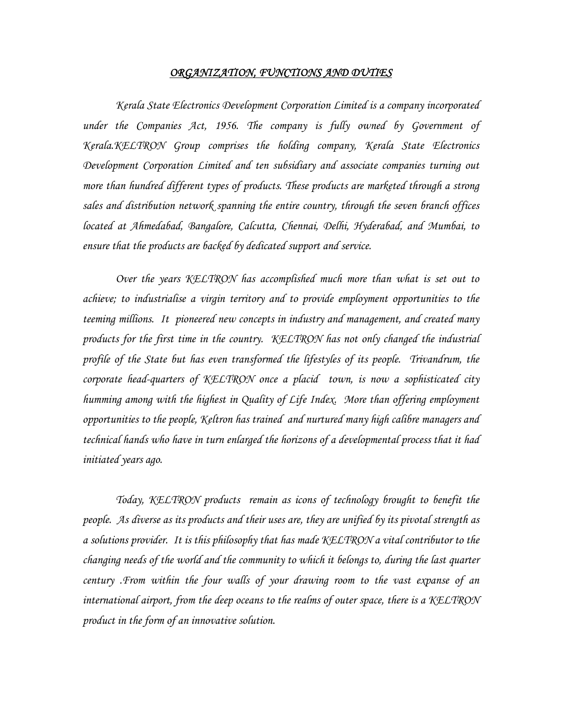## *ORGANIZATION, FUNCTIONS AND DUTIES*

*Kerala State Electronics Development Corporation Limited is a company incorporated under the Companies Act, 1956. The company is fully owned by Government of Kerala.KELTRON Group comprises the holding company, Kerala State Electronics Development Corporation Limited and ten subsidiary and associate companies turning out more than hundred different types of products. These products are marketed through a strong sales and distribution network spanning the entire country, through the seven branch offices located at Ahmedabad, Bangalore, Calcutta, Chennai, Delhi, Hyderabad, and Mumbai, to ensure that the products are backed by dedicated support and service.*

*Over the years KELTRON has accomplished much more than what is set out to achieve; to industrialise a virgin territory and to provide employment opportunities to the teeming millions. It pioneered new concepts in industry and management, and created many products for the first time in the country. KELTRON has not only changed the industrial profile of the State but has even transformed the lifestyles of its people. Trivandrum, the corporate head-quarters of KELTRON once a placid town, is now a sophisticated city humming among with the highest in Quality of Life Index. More than offering employment opportunities to the people, Keltron has trained and nurtured many high calibre managers and technical hands who have in turn enlarged the horizons of a developmental process that it had initiated years ago.*

*Today, KELTRON products remain as icons of technology brought to benefit the people. As diverse as its products and their uses are, they are unified by its pivotal strength as a solutions provider. It is this philosophy that has made KELTRON a vital contributor to the changing needs of the world and the community to which it belongs to, during the last quarter century .From within the four walls of your drawing room to the vast expanse of an international airport, from the deep oceans to the realms of outer space, there is a KELTRON product in the form of an innovative solution.*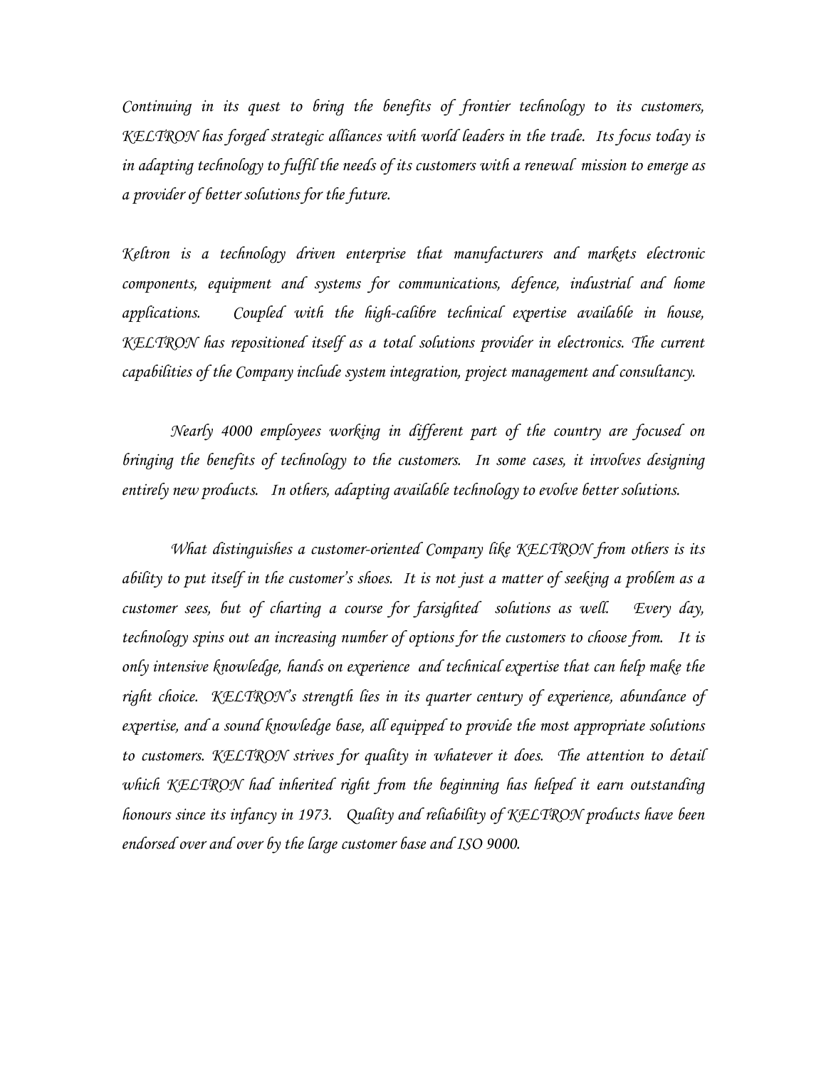*Continuing in its quest to bring the benefits of frontier technology to its customers, KELTRON has forged strategic alliances with world leaders in the trade. Its focus today is in adapting technology to fulfil the needs of its customers with a renewal mission to emerge as a provider of better solutions for the future.*

*Keltron is a technology driven enterprise that manufacturers and markets electronic components, equipment and systems for communications, defence, industrial and home applications. Coupled with the high-calibre technical expertise available in house, KELTRON has repositioned itself as a total solutions provider in electronics. The current capabilities of the Company include system integration, project management and consultancy.*

*Nearly 4000 employees working in different part of the country are focused on bringing the benefits of technology to the customers. In some cases, it involves designing entirely new products. In others, adapting available technology to evolve better solutions.*

*What distinguishes a customer-oriented Company like KELTRON from others is its ability to put itself in the customer's shoes. It is not just a matter of seeking a problem as a customer sees, but of charting a course for farsighted solutions as well. Every day, technology spins out an increasing number of options for the customers to choose from. It is only intensive knowledge, hands on experience and technical expertise that can help make the right choice. KELTRON's strength lies in its quarter century of experience, abundance of expertise, and a sound knowledge base, all equipped to provide the most appropriate solutions to customers. KELTRON strives for quality in whatever it does. The attention to detail which KELTRON had inherited right from the beginning has helped it earn outstanding honours since its infancy in 1973. Quality and reliability of KELTRON products have been endorsed over and over by the large customer base and ISO 9000.*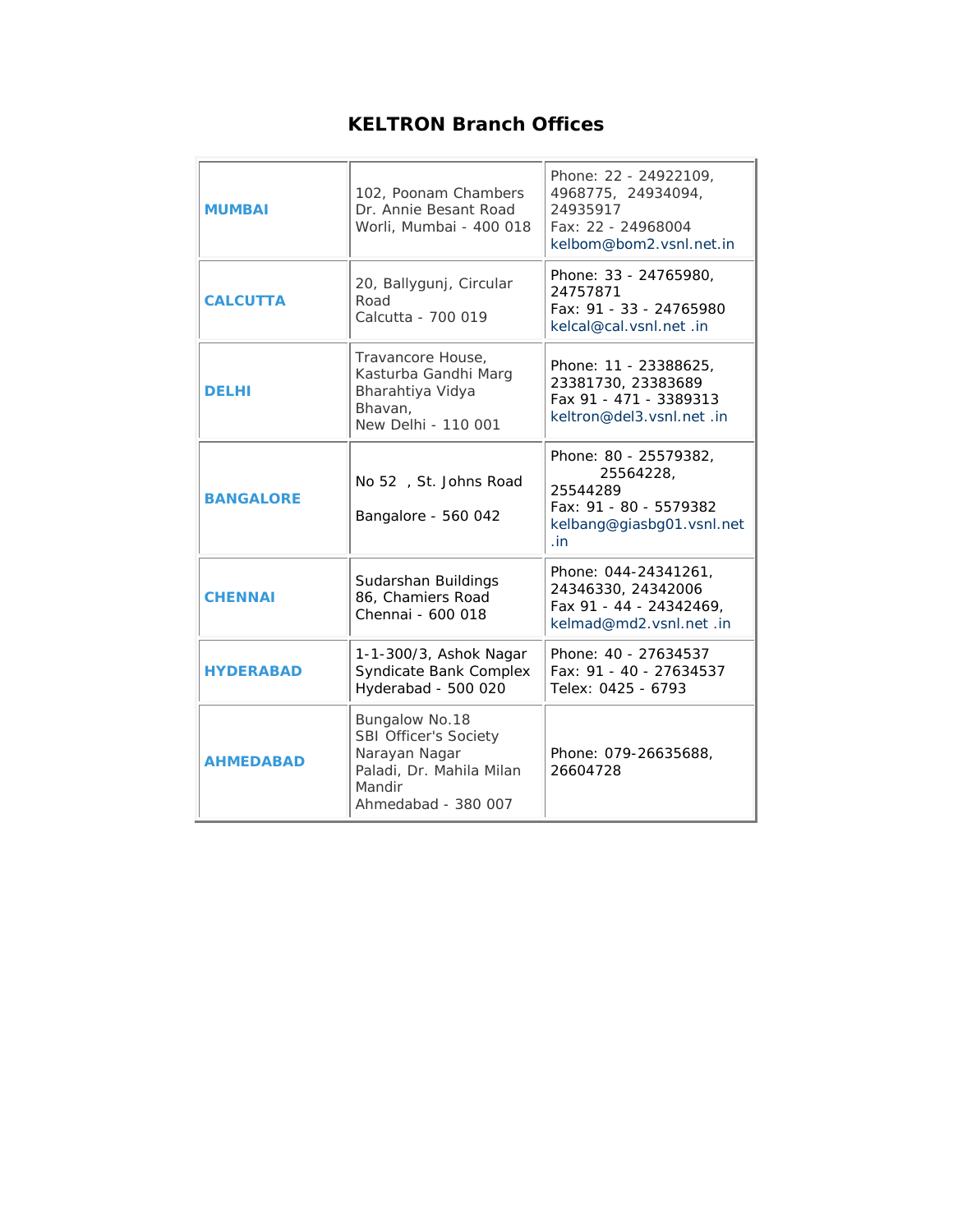# KELTRON Branch Offices

| | | |
|---|---|---|
| **MUMBAI** | 102, Poonam Chambers<br>Dr. Annie Besant Road<br>Worli, Mumbai - 400 018 | Phone: 22 - 24922109, 4968775, 24934094, 24935917<br>Fax: 22 - 24968004<br>kelbom@bom2.vsnl.net.in |
| **CALCUTTA** | 20, Ballygunj, Circular Road<br>Calcutta - 700 019 | Phone: 33 - 24765980, 24757871<br>Fax: 91 - 33 - 24765980<br>kelcal@cal.vsnl.net .in |
| **DELHI** | Travancore House, Kasturba Gandhi Marg<br>Bharahtiya Vidya Bhavan,<br>New Delhi - 110 001 | Phone: 11 - 23388625, 23381730, 23383689<br>Fax 91 - 471 - 3389313<br>keltron@del3.vsnl.net .in |
| **BANGALORE** | No 52 , St. Johns Road<br><br>Bangalore - 560 042 | Phone: 80 - 25579382, 25564228, 25544289<br>Fax: 91 - 80 - 5579382<br>kelbang@giasbg01.vsnl.net .in |
| **CHENNAI** | Sudarshan Buildings<br>86, Chamiers Road<br>Chennai - 600 018 | Phone: 044-24341261, 24346330, 24342006<br>Fax 91 - 44 - 24342469,<br>kelmad@md2.vsnl.net .in |
| **HYDERABAD** | 1-1-300/3, Ashok Nagar<br>Syndicate Bank Complex<br>Hyderabad - 500 020 | Phone: 40 - 27634537<br>Fax: 91 - 40 - 27634537<br>Telex: 0425 - 6793 |
| **AHMEDABAD** | Bungalow No.18<br>SBI Officer's Society<br>Narayan Nagar<br>Paladi, Dr. Mahila Milan Mandir<br>Ahmedabad - 380 007 | Phone: 079-26635688, 26604728 |